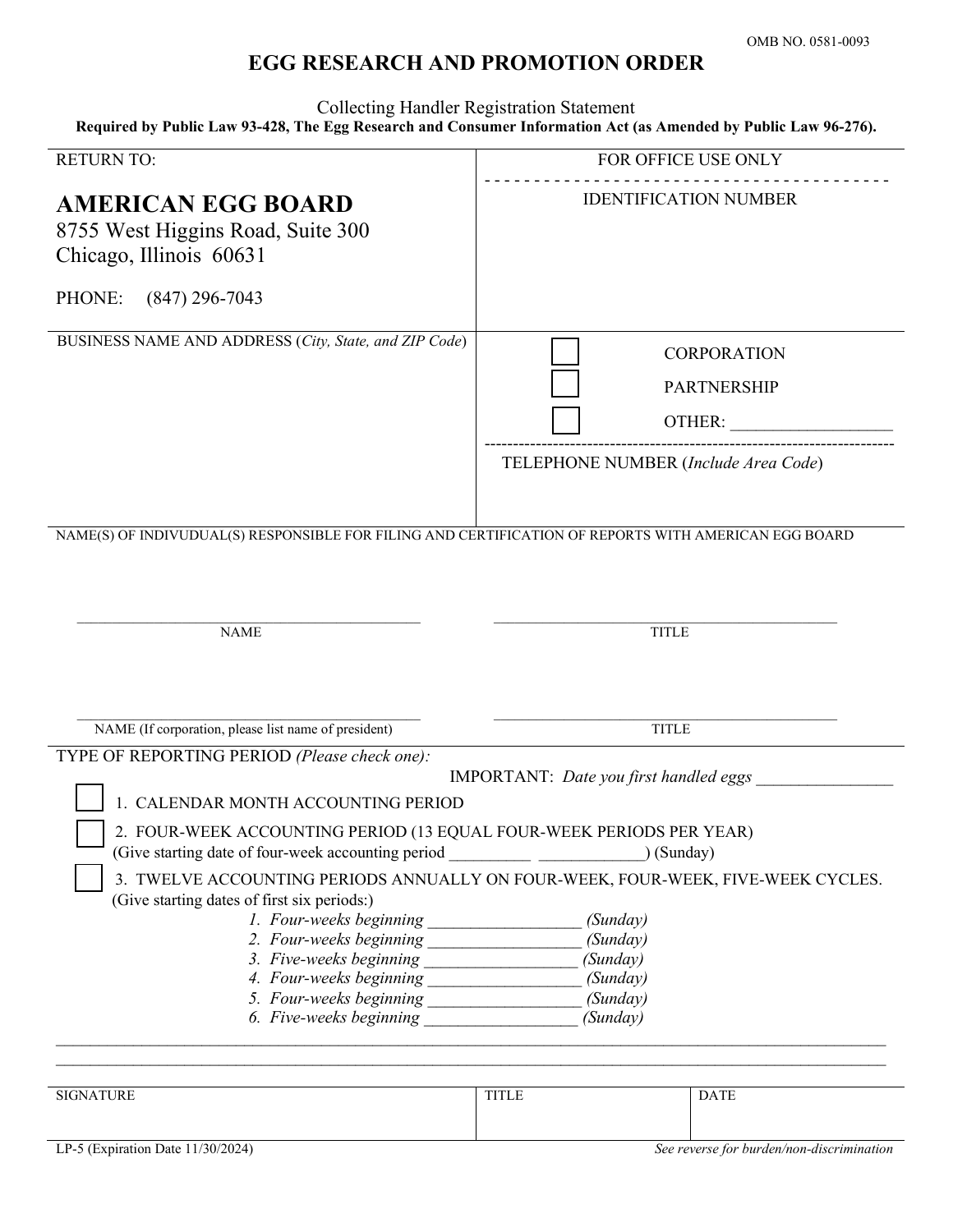OMB NO. 0581-0093

# EGG RESEARCH AND PROMOTION ORDER

Collecting Handler Registration Statement

**Required by Public Law 93-428, The Egg Research and Consumer Information Act (as Amended by Public Law 96-276).**

| RETURN TO: | FOR OFFICE USE ONLY |
|---|---|
| **AMERICAN EGG BOARD**<br>8755 West Higgins Road, Suite 300<br>Chicago, Illinois 60631<br><br>PHONE: (847) 296-7043 | IDENTIFICATION NUMBER |
| BUSINESS NAME AND ADDRESS (*City, State, and ZIP Code*) | ☐ CORPORATION<br>☐ PARTNERSHIP<br>☐ OTHER: __________________<br><br>TELEPHONE NUMBER (*Include Area Code*) |

NAME(S) OF INDIVUDUAL(S) RESPONSIBLE FOR FILING AND CERTIFICATION OF REPORTS WITH AMERICAN EGG BOARD

_____________________________________ NAME

_____________________________________ TITLE

_____________________________________ NAME (If corporation, please list name of president)

_____________________________________ TITLE

TYPE OF REPORTING PERIOD *(Please check one):*

IMPORTANT: *Date you first handled eggs* ________________

☐ 1. CALENDAR MONTH ACCOUNTING PERIOD

☐ 2. FOUR-WEEK ACCOUNTING PERIOD (13 EQUAL FOUR-WEEK PERIODS PER YEAR)
(Give starting date of four-week accounting period _________ ____________) (Sunday)

☐ 3. TWELVE ACCOUNTING PERIODS ANNUALLY ON FOUR-WEEK, FOUR-WEEK, FIVE-WEEK CYCLES.
(Give starting dates of first six periods:)

1. *Four-weeks beginning* _________________ *(Sunday)*
2. *Four-weeks beginning* _________________ *(Sunday)*
3. *Five-weeks beginning* _________________ *(Sunday)*
4. *Four-weeks beginning* _________________ *(Sunday)*
5. *Four-weeks beginning* _________________ *(Sunday)*
6. *Five-weeks beginning* _________________ *(Sunday)*

| SIGNATURE | TITLE | DATE |
|---|---|---|
| | | |

LP-5 (Expiration Date 11/30/2024)

*See reverse for burden/non-discrimination*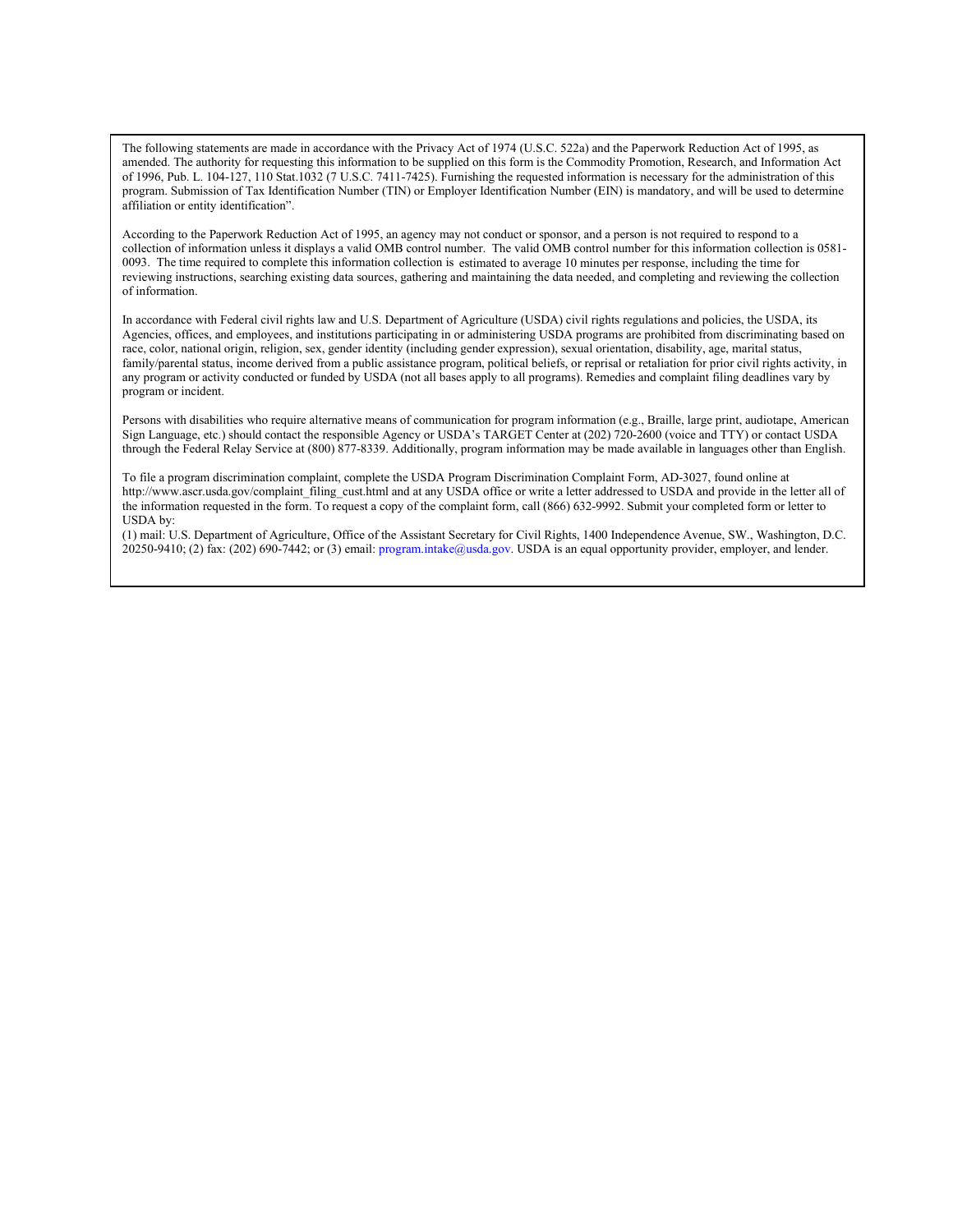The following statements are made in accordance with the Privacy Act of 1974 (U.S.C. 522a) and the Paperwork Reduction Act of 1995, as amended. The authority for requesting this information to be supplied on this form is the Commodity Promotion, Research, and Information Act of 1996, Pub. L. 104-127, 110 Stat.1032 (7 U.S.C. 7411-7425). Furnishing the requested information is necessary for the administration of this program. Submission of Tax Identification Number (TIN) or Employer Identification Number (EIN) is mandatory, and will be used to determine affiliation or entity identification".

According to the Paperwork Reduction Act of 1995, an agency may not conduct or sponsor, and a person is not required to respond to a collection of information unless it displays a valid OMB control number. The valid OMB control number for this information collection is 0581-0093. The time required to complete this information collection is estimated to average 10 minutes per response, including the time for reviewing instructions, searching existing data sources, gathering and maintaining the data needed, and completing and reviewing the collection of information.

In accordance with Federal civil rights law and U.S. Department of Agriculture (USDA) civil rights regulations and policies, the USDA, its Agencies, offices, and employees, and institutions participating in or administering USDA programs are prohibited from discriminating based on race, color, national origin, religion, sex, gender identity (including gender expression), sexual orientation, disability, age, marital status, family/parental status, income derived from a public assistance program, political beliefs, or reprisal or retaliation for prior civil rights activity, in any program or activity conducted or funded by USDA (not all bases apply to all programs). Remedies and complaint filing deadlines vary by program or incident.

Persons with disabilities who require alternative means of communication for program information (e.g., Braille, large print, audiotape, American Sign Language, etc.) should contact the responsible Agency or USDA's TARGET Center at (202) 720-2600 (voice and TTY) or contact USDA through the Federal Relay Service at (800) 877-8339. Additionally, program information may be made available in languages other than English.

To file a program discrimination complaint, complete the USDA Program Discrimination Complaint Form, AD-3027, found online at http://www.ascr.usda.gov/complaint_filing_cust.html and at any USDA office or write a letter addressed to USDA and provide in the letter all of the information requested in the form. To request a copy of the complaint form, call (866) 632-9992. Submit your completed form or letter to USDA by:
(1) mail: U.S. Department of Agriculture, Office of the Assistant Secretary for Civil Rights, 1400 Independence Avenue, SW., Washington, D.C. 20250-9410; (2) fax: (202) 690-7442; or (3) email: program.intake@usda.gov. USDA is an equal opportunity provider, employer, and lender.